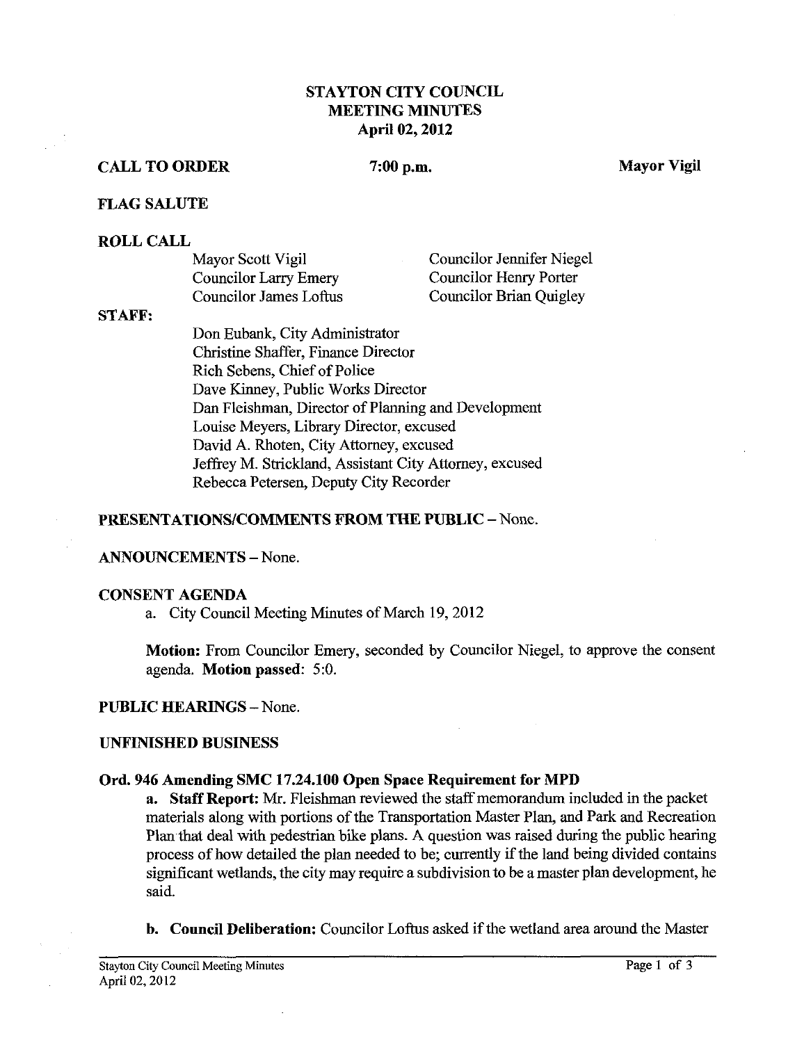# STAYTON CITY COUNCIL
## MEETING MINUTES
### April 02, 2012

**CALL TO ORDER** **7:00 p.m.** **Mayor Vigil**

**FLAG SALUTE**

**ROLL CALL**

Mayor Scott Vigil
Councilor Larry Emery
Councilor James Loftus
Councilor Jennifer Niegel
Councilor Henry Porter
Councilor Brian Quigley

**STAFF:**

Don Eubank, City Administrator
Christine Shaffer, Finance Director
Rich Sebens, Chief of Police
Dave Kinney, Public Works Director
Dan Fleishman, Director of Planning and Development
Louise Meyers, Library Director, excused
David A. Rhoten, City Attorney, excused
Jeffrey M. Strickland, Assistant City Attorney, excused
Rebecca Petersen, Deputy City Recorder

**PRESENTATIONS/COMMENTS FROM THE PUBLIC** – None.

**ANNOUNCEMENTS** – None.

**CONSENT AGENDA**

a. City Council Meeting Minutes of March 19, 2012

**Motion:** From Councilor Emery, seconded by Councilor Niegel, to approve the consent agenda. **Motion passed**: 5:0.

**PUBLIC HEARINGS** – None.

**UNFINISHED BUSINESS**

**Ord. 946 Amending SMC 17.24.100 Open Space Requirement for MPD**

**a. Staff Report:** Mr. Fleishman reviewed the staff memorandum included in the packet materials along with portions of the Transportation Master Plan, and Park and Recreation Plan that deal with pedestrian bike plans. A question was raised during the public hearing process of how detailed the plan needed to be; currently if the land being divided contains significant wetlands, the city may require a subdivision to be a master plan development, he said.

**b. Council Deliberation:** Councilor Loftus asked if the wetland area around the Master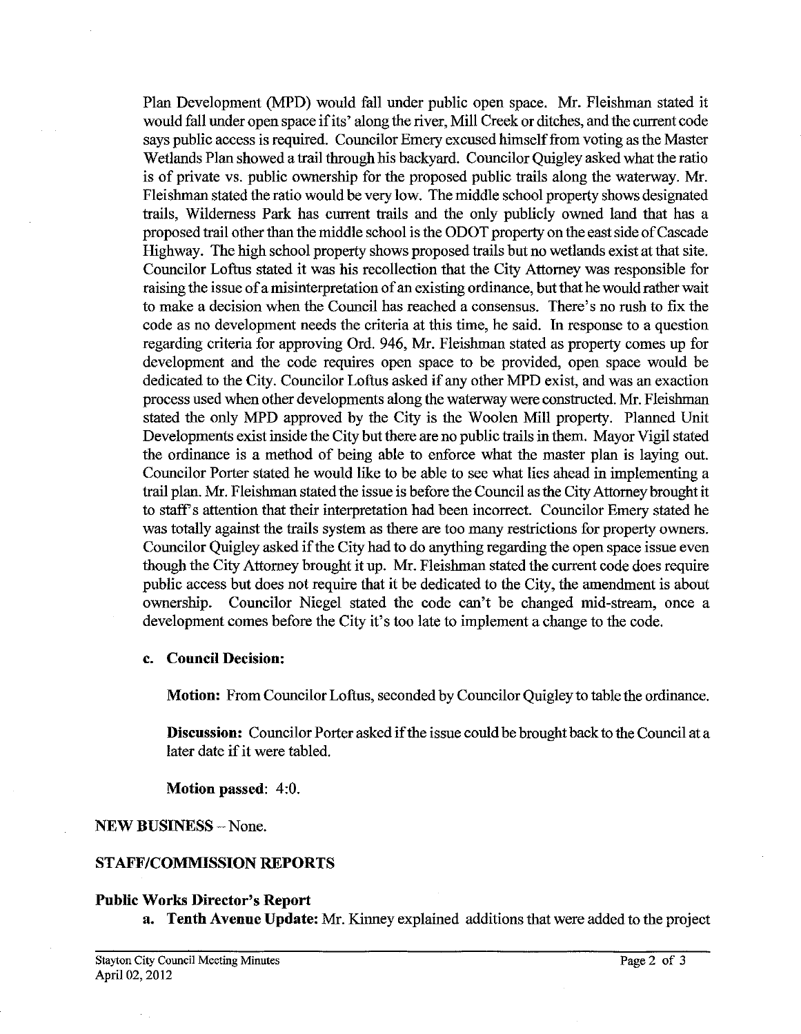Plan Development (MPD) would fall under public open space. Mr. Fleishman stated it would fall under open space if its' along the river, Mill Creek or ditches, and the current code says public access is required. Councilor Emery excused himself from voting as the Master Wetlands Plan showed a trail through his backyard. Councilor Quigley asked what the ratio is of private vs. public ownership for the proposed public trails along the waterway. Mr. Fleishman stated the ratio would be very low. The middle school property shows designated trails, Wilderness Park has current trails and the only publicly owned land that has a proposed trail other than the middle school is the ODOT property on the east side of Cascade Highway. The high school property shows proposed trails but no wetlands exist at that site. Councilor Loftus stated it was his recollection that the City Attorney was responsible for raising the issue of a misinterpretation of an existing ordinance, but that he would rather wait to make a decision when the Council has reached a consensus. There's no rush to fix the code as no development needs the criteria at this time, he said. In response to a question regarding criteria for approving Ord. 946, Mr. Fleishman stated as property comes up for development and the code requires open space to be provided, open space would be dedicated to the City. Councilor Loftus asked if any other MPD exist, and was an exaction process used when other developments along the waterway were constructed. Mr. Fleishman stated the only MPD approved by the City is the Woolen Mill property. Planned Unit Developments exist inside the City but there are no public trails in them. Mayor Vigil stated the ordinance is a method of being able to enforce what the master plan is laying out. Councilor Porter stated he would like to be able to see what lies ahead in implementing a trail plan. Mr. Fleishman stated the issue is before the Council as the City Attorney brought it to staff's attention that their interpretation had been incorrect. Councilor Emery stated he was totally against the trails system as there are too many restrictions for property owners. Councilor Quigley asked if the City had to do anything regarding the open space issue even though the City Attorney brought it up. Mr. Fleishman stated the current code does require public access but does not require that it be dedicated to the City, the amendment is about ownership. Councilor Niegel stated the code can't be changed mid-stream, once a development comes before the City it's too late to implement a change to the code.

**c. Council Decision:**

**Motion:** From Councilor Loftus, seconded by Councilor Quigley to table the ordinance.

**Discussion:** Councilor Porter asked if the issue could be brought back to the Council at a later date if it were tabled.

**Motion passed**: 4:0.

**NEW BUSINESS** – None.

**STAFF/COMMISSION REPORTS**

**Public Works Director's Report**

**a. Tenth Avenue Update:** Mr. Kinney explained additions that were added to the project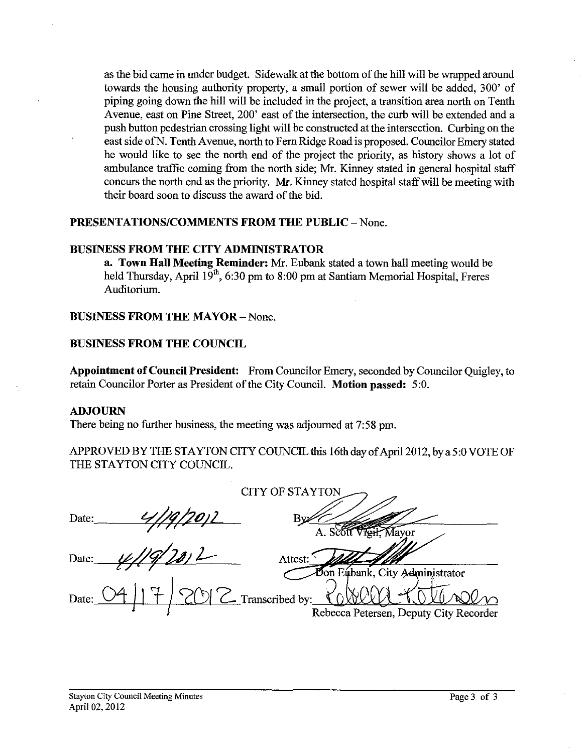as the bid came in under budget. Sidewalk at the bottom of the hill will be wrapped around towards the housing authority property, a small portion of sewer will be added, 300' of piping going down the hill will be included in the project, a transition area north on Tenth Avenue, east on Pine Street, 200' east of the intersection, the curb will be extended and a push button pedestrian crossing light will be constructed at the intersection. Curbing on the east side of N. Tenth Avenue, north to Fern Ridge Road is proposed. Councilor Emery stated he would like to see the north end of the project the priority, as history shows a lot of ambulance traffic coming from the north side; Mr. Kinney stated in general hospital staff concurs the north end as the priority. Mr. Kinney stated hospital staff will be meeting with their board soon to discuss the award of the bid.

**PRESENTATIONS/COMMENTS FROM THE PUBLIC** – None.

**BUSINESS FROM THE CITY ADMINISTRATOR**

**a. Town Hall Meeting Reminder:** Mr. Eubank stated a town hall meeting would be held Thursday, April 19th, 6:30 pm to 8:00 pm at Santiam Memorial Hospital, Freres Auditorium.

**BUSINESS FROM THE MAYOR** – None.

**BUSINESS FROM THE COUNCIL**

**Appointment of Council President:** From Councilor Emery, seconded by Councilor Quigley, to retain Councilor Porter as President of the City Council. **Motion passed:** 5:0.

**ADJOURN**

There being no further business, the meeting was adjourned at 7:58 pm.

APPROVED BY THE STAYTON CITY COUNCIL this 16th day of April 2012, by a 5:0 VOTE OF THE STAYTON CITY COUNCIL.

CITY OF STAYTON

Date: 4/19/2012 By: A. Scott Vigil, Mayor

Date: 4/19/2012 Attest: Don Eubank, City Administrator

Date: 04/17/2012 Transcribed by: Rebecca Petersen, Deputy City Recorder